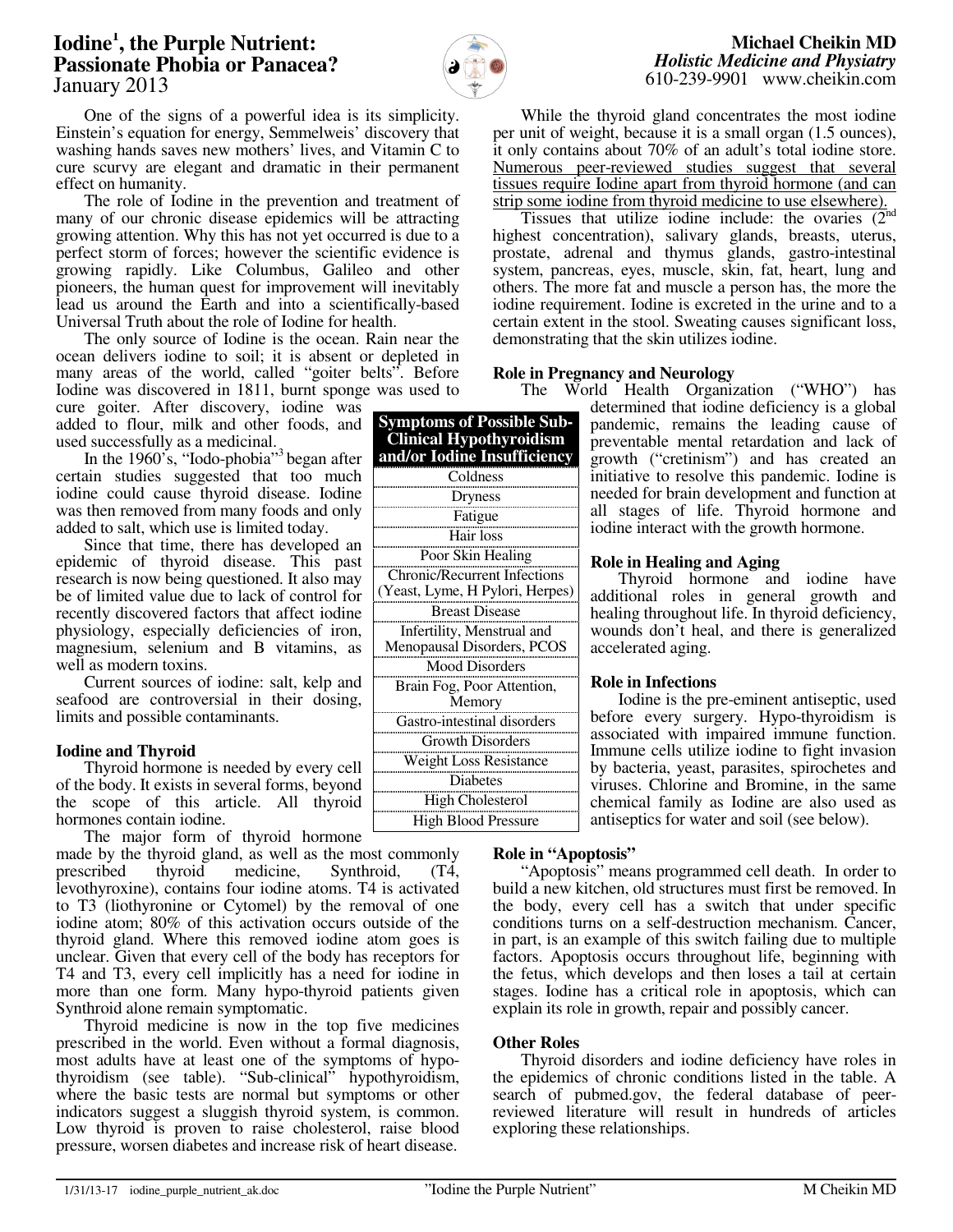# Iodine[1], the Purple Nutrient: Passionate Phobia or Panacea?

January 2013

**Michael Cheikin MD**
*Holistic Medicine and Physiatry*
610-239-9901 www.cheikin.com

One of the signs of a powerful idea is its simplicity. Einstein's equation for energy, Semmelweis' discovery that washing hands saves new mothers' lives, and Vitamin C to cure scurvy are elegant and dramatic in their permanent effect on humanity.

The role of Iodine in the prevention and treatment of many of our chronic disease epidemics will be attracting growing attention. Why this has not yet occurred is due to a perfect storm of forces; however the scientific evidence is growing rapidly. Like Columbus, Galileo and other pioneers, the human quest for improvement will inevitably lead us around the Earth and into a scientifically-based Universal Truth about the role of Iodine for health.

The only source of Iodine is the ocean. Rain near the ocean delivers iodine to soil; it is absent or depleted in many areas of the world, called "goiter belts". Before Iodine was discovered in 1811, burnt sponge was used to cure goiter. After discovery, iodine was added to flour, milk and other foods, and used successfully as a medicinal.

In the 1960's, "Iodo-phobia"[3] began after certain studies suggested that too much iodine could cause thyroid disease. Iodine was then removed from many foods and only added to salt, which use is limited today.

Since that time, there has developed an epidemic of thyroid disease. This past research is now being questioned. It also may be of limited value due to lack of control for recently discovered factors that affect iodine physiology, especially deficiencies of iron, magnesium, selenium and B vitamins, as well as modern toxins.

Current sources of iodine: salt, kelp and seafood are controversial in their dosing, limits and possible contaminants.

| Symptoms of Possible Sub-Clinical Hypothyroidism and/or Iodine Insufficiency |
|---|
| Coldness |
| Dryness |
| Fatigue |
| Hair loss |
| Poor Skin Healing |
| Chronic/Recurrent Infections (Yeast, Lyme, H Pylori, Herpes) |
| Breast Disease |
| Infertility, Menstrual and Menopausal Disorders, PCOS |
| Mood Disorders |
| Brain Fog, Poor Attention, Memory |
| Gastro-intestinal disorders |
| Growth Disorders |
| Weight Loss Resistance |
| Diabetes |
| High Cholesterol |
| High Blood Pressure |

### Iodine and Thyroid

Thyroid hormone is needed by every cell of the body. It exists in several forms, beyond the scope of this article. All thyroid hormones contain iodine.

The major form of thyroid hormone made by the thyroid gland, as well as the most commonly prescribed thyroid medicine, Synthroid, (T4, levothyroxine), contains four iodine atoms. T4 is activated to T3 (liothyronine or Cytomel) by the removal of one iodine atom; 80% of this activation occurs outside of the thyroid gland. Where this removed iodine atom goes is unclear. Given that every cell of the body has receptors for T4 and T3, every cell implicitly has a need for iodine in more than one form. Many hypo-thyroid patients given Synthroid alone remain symptomatic.

Thyroid medicine is now in the top five medicines prescribed in the world. Even without a formal diagnosis, most adults have at least one of the symptoms of hypo-thyroidism (see table). "Sub-clinical" hypothyroidism, where the basic tests are normal but symptoms or other indicators suggest a sluggish thyroid system, is common. Low thyroid is proven to raise cholesterol, raise blood pressure, worsen diabetes and increase risk of heart disease.

While the thyroid gland concentrates the most iodine per unit of weight, because it is a small organ (1.5 ounces), it only contains about 70% of an adult's total iodine store. Numerous peer-reviewed studies suggest that several tissues require Iodine apart from thyroid hormone (and can strip some iodine from thyroid medicine to use elsewhere).

Tissues that utilize iodine include: the ovaries (2nd highest concentration), salivary glands, breasts, uterus, prostate, adrenal and thymus glands, gastro-intestinal system, pancreas, eyes, muscle, skin, fat, heart, lung and others. The more fat and muscle a person has, the more the iodine requirement. Iodine is excreted in the urine and to a certain extent in the stool. Sweating causes significant loss, demonstrating that the skin utilizes iodine.

### Role in Pregnancy and Neurology

The World Health Organization ("WHO") has determined that iodine deficiency is a global pandemic, remains the leading cause of preventable mental retardation and lack of growth ("cretinism") and has created an initiative to resolve this pandemic. Iodine is needed for brain development and function at all stages of life. Thyroid hormone and iodine interact with the growth hormone.

### Role in Healing and Aging

Thyroid hormone and iodine have additional roles in general growth and healing throughout life. In thyroid deficiency, wounds don't heal, and there is generalized accelerated aging.

### Role in Infections

Iodine is the pre-eminent antiseptic, used before every surgery. Hypo-thyroidism is associated with impaired immune function. Immune cells utilize iodine to fight invasion by bacteria, yeast, parasites, spirochetes and viruses. Chlorine and Bromine, in the same chemical family as Iodine are also used as antiseptics for water and soil (see below).

### Role in "Apoptosis"

"Apoptosis" means programmed cell death. In order to build a new kitchen, old structures must first be removed. In the body, every cell has a switch that under specific conditions turns on a self-destruction mechanism. Cancer, in part, is an example of this switch failing due to multiple factors. Apoptosis occurs throughout life, beginning with the fetus, which develops and then loses a tail at certain stages. Iodine has a critical role in apoptosis, which can explain its role in growth, repair and possibly cancer.

### Other Roles

Thyroid disorders and iodine deficiency have roles in the epidemics of chronic conditions listed in the table. A search of pubmed.gov, the federal database of peer-reviewed literature will result in hundreds of articles exploring these relationships.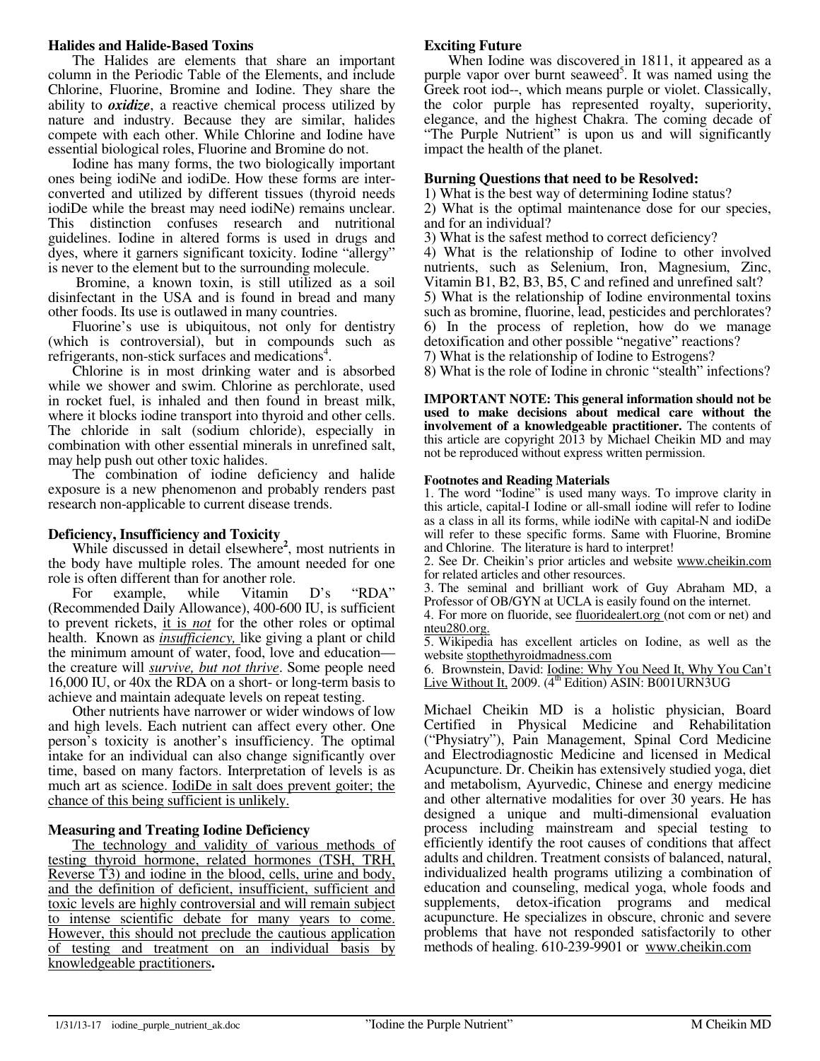### Halides and Halide-Based Toxins

The Halides are elements that share an important column in the Periodic Table of the Elements, and include Chlorine, Fluorine, Bromine and Iodine. They share the ability to ***oxidize***, a reactive chemical process utilized by nature and industry. Because they are similar, halides compete with each other. While Chlorine and Iodine have essential biological roles, Fluorine and Bromine do not.

Iodine has many forms, the two biologically important ones being iodiNe and iodiDe. How these forms are inter-converted and utilized by different tissues (thyroid needs iodiDe while the breast may need iodiNe) remains unclear. This distinction confuses research and nutritional guidelines. Iodine in altered forms is used in drugs and dyes, where it garners significant toxicity. Iodine "allergy" is never to the element but to the surrounding molecule.

Bromine, a known toxin, is still utilized as a soil disinfectant in the USA and is found in bread and many other foods. Its use is outlawed in many countries.

Fluorine's use is ubiquitous, not only for dentistry (which is controversial), but in compounds such as refrigerants, non-stick surfaces and medications[4].

Chlorine is in most drinking water and is absorbed while we shower and swim. Chlorine as perchlorate, used in rocket fuel, is inhaled and then found in breast milk, where it blocks iodine transport into thyroid and other cells. The chloride in salt (sodium chloride), especially in combination with other essential minerals in unrefined salt, may help push out other toxic halides.

The combination of iodine deficiency and halide exposure is a new phenomenon and probably renders past research non-applicable to current disease trends.

### Deficiency, Insufficiency and Toxicity

While discussed in detail elsewhere[2], most nutrients in the body have multiple roles. The amount needed for one role is often different than for another role.

For example, while Vitamin D's "RDA" (Recommended Daily Allowance), 400-600 IU, is sufficient to prevent rickets, it is *not* for the other roles or optimal health. Known as *insufficiency,* like giving a plant or child the minimum amount of water, food, love and education—the creature will *survive, but not thrive*. Some people need 16,000 IU, or 40x the RDA on a short- or long-term basis to achieve and maintain adequate levels on repeat testing.

Other nutrients have narrower or wider windows of low and high levels. Each nutrient can affect every other. One person's toxicity is another's insufficiency. The optimal intake for an individual can also change significantly over time, based on many factors. Interpretation of levels is as much art as science. IodiDe in salt does prevent goiter; the chance of this being sufficient is unlikely.

### Measuring and Treating Iodine Deficiency

The technology and validity of various methods of testing thyroid hormone, related hormones (TSH, TRH, Reverse T3) and iodine in the blood, cells, urine and body, and the definition of deficient, insufficient, sufficient and toxic levels are highly controversial and will remain subject to intense scientific debate for many years to come. However, this should not preclude the cautious application of testing and treatment on an individual basis by knowledgeable practitioners**.**

### Exciting Future

When Iodine was discovered in 1811, it appeared as a purple vapor over burnt seaweed[5]. It was named using the Greek root iod--, which means purple or violet. Classically, the color purple has represented royalty, superiority, elegance, and the highest Chakra. The coming decade of "The Purple Nutrient" is upon us and will significantly impact the health of the planet.

### Burning Questions that need to be Resolved:

1) What is the best way of determining Iodine status?
2) What is the optimal maintenance dose for our species, and for an individual?
3) What is the safest method to correct deficiency?
4) What is the relationship of Iodine to other involved nutrients, such as Selenium, Iron, Magnesium, Zinc, Vitamin B1, B2, B3, B5, C and refined and unrefined salt?
5) What is the relationship of Iodine environmental toxins such as bromine, fluorine, lead, pesticides and perchlorates?
6) In the process of repletion, how do we manage detoxification and other possible "negative" reactions?
7) What is the relationship of Iodine to Estrogens?
8) What is the role of Iodine in chronic "stealth" infections?

**IMPORTANT NOTE: This general information should not be used to make decisions about medical care without the involvement of a knowledgeable practitioner.** The contents of this article are copyright 2013 by Michael Cheikin MD and may not be reproduced without express written permission.

#### Footnotes and Reading Materials

1. The word "Iodine" is used many ways. To improve clarity in this article, capital-I Iodine or all-small iodine will refer to Iodine as a class in all its forms, while iodiNe with capital-N and iodiDe will refer to these specific forms. Same with Fluorine, Bromine and Chlorine. The literature is hard to interpret!
2. See Dr. Cheikin's prior articles and website www.cheikin.com for related articles and other resources.
3. The seminal and brilliant work of Guy Abraham MD, a Professor of OB/GYN at UCLA is easily found on the internet.
4. For more on fluoride, see fluoridealert.org (not com or net) and nteu280.org.
5. Wikipedia has excellent articles on Iodine, as well as the website stopthethyroidmadness.com
6. Brownstein, David: Iodine: Why You Need It, Why You Can't Live Without It, 2009. (4th Edition) ASIN: B001URN3UG

Michael Cheikin MD is a holistic physician, Board Certified in Physical Medicine and Rehabilitation ("Physiatry"), Pain Management, Spinal Cord Medicine and Electrodiagnostic Medicine and licensed in Medical Acupuncture. Dr. Cheikin has extensively studied yoga, diet and metabolism, Ayurvedic, Chinese and energy medicine and other alternative modalities for over 30 years. He has designed a unique and multi-dimensional evaluation process including mainstream and special testing to efficiently identify the root causes of conditions that affect adults and children. Treatment consists of balanced, natural, individualized health programs utilizing a combination of education and counseling, medical yoga, whole foods and supplements, detox-ification programs and medical acupuncture. He specializes in obscure, chronic and severe problems that have not responded satisfactorily to other methods of healing. 610-239-9901 or www.cheikin.com